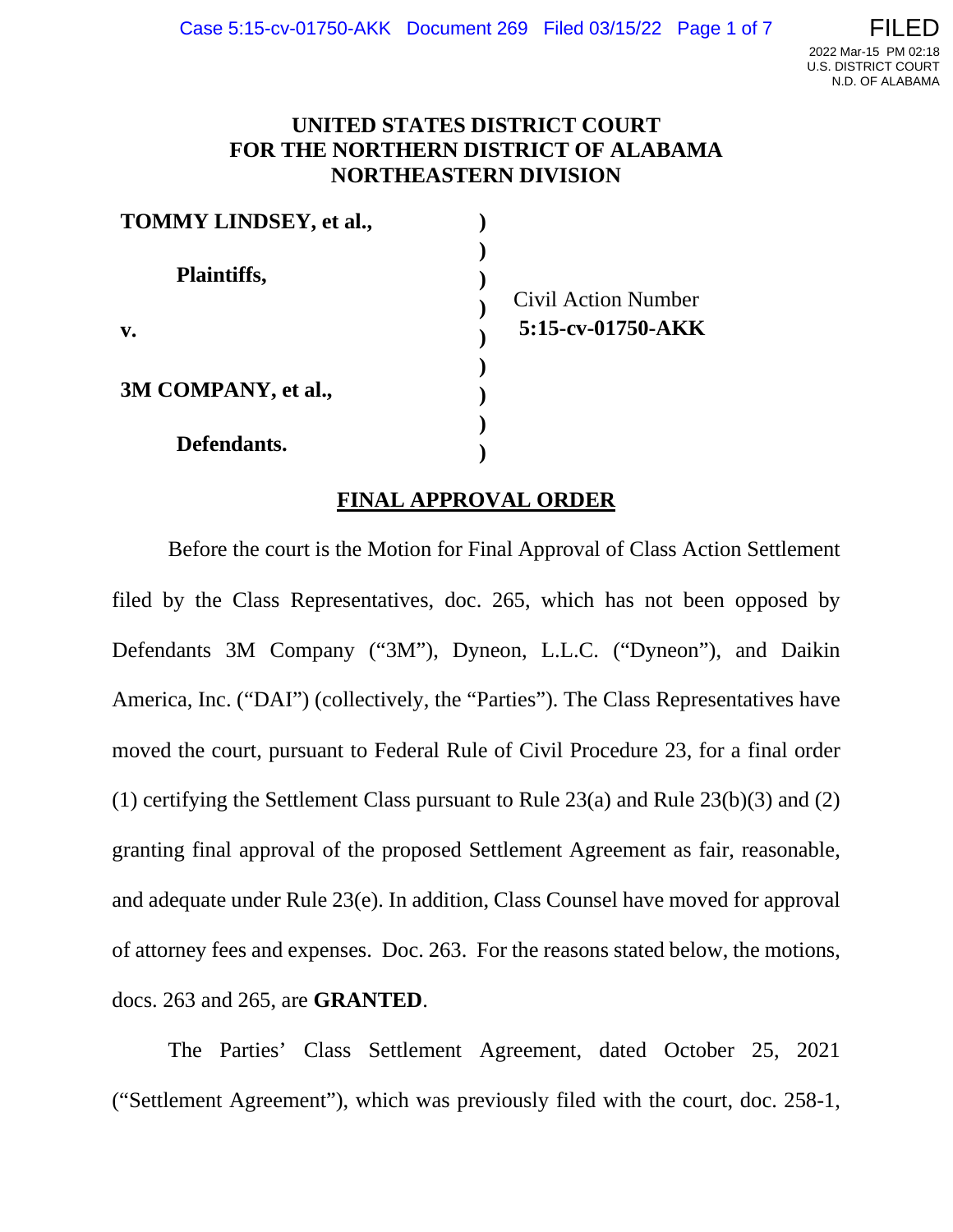# UNITED STATES DISTRICT COURT FOR THE NORTHERN DISTRICT OF ALABAMA NORTHEASTERN DIVISION

**TOMMY LINDSEY, et al.,**

**Plaintiffs,**

**v.**

**3M COMPANY, et al.,**

**Defendants.**

Civil Action Number **5:15-cv-01750-AKK**

## FINAL APPROVAL ORDER

Before the court is the Motion for Final Approval of Class Action Settlement filed by the Class Representatives, doc. 265, which has not been opposed by Defendants 3M Company ("3M"), Dyneon, L.L.C. ("Dyneon"), and Daikin America, Inc. ("DAI") (collectively, the "Parties"). The Class Representatives have moved the court, pursuant to Federal Rule of Civil Procedure 23, for a final order (1) certifying the Settlement Class pursuant to Rule 23(a) and Rule 23(b)(3) and (2) granting final approval of the proposed Settlement Agreement as fair, reasonable, and adequate under Rule 23(e). In addition, Class Counsel have moved for approval of attorney fees and expenses. Doc. 263. For the reasons stated below, the motions, docs. 263 and 265, are **GRANTED**.

The Parties' Class Settlement Agreement, dated October 25, 2021 ("Settlement Agreement"), which was previously filed with the court, doc. 258-1,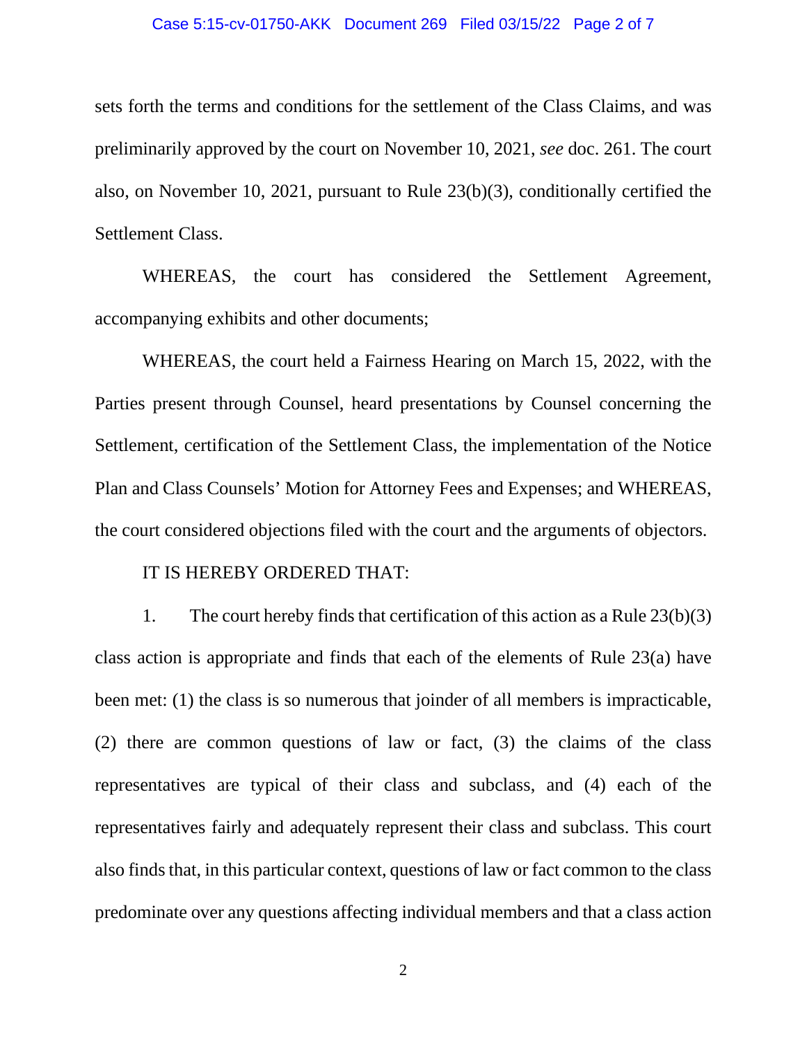sets forth the terms and conditions for the settlement of the Class Claims, and was preliminarily approved by the court on November 10, 2021, *see* doc. 261. The court also, on November 10, 2021, pursuant to Rule 23(b)(3), conditionally certified the Settlement Class.

WHEREAS, the court has considered the Settlement Agreement, accompanying exhibits and other documents;

WHEREAS, the court held a Fairness Hearing on March 15, 2022, with the Parties present through Counsel, heard presentations by Counsel concerning the Settlement, certification of the Settlement Class, the implementation of the Notice Plan and Class Counsels' Motion for Attorney Fees and Expenses; and WHEREAS, the court considered objections filed with the court and the arguments of objectors.

IT IS HEREBY ORDERED THAT:

1. The court hereby finds that certification of this action as a Rule 23(b)(3) class action is appropriate and finds that each of the elements of Rule 23(a) have been met: (1) the class is so numerous that joinder of all members is impracticable, (2) there are common questions of law or fact, (3) the claims of the class representatives are typical of their class and subclass, and (4) each of the representatives fairly and adequately represent their class and subclass. This court also finds that, in this particular context, questions of law or fact common to the class predominate over any questions affecting individual members and that a class action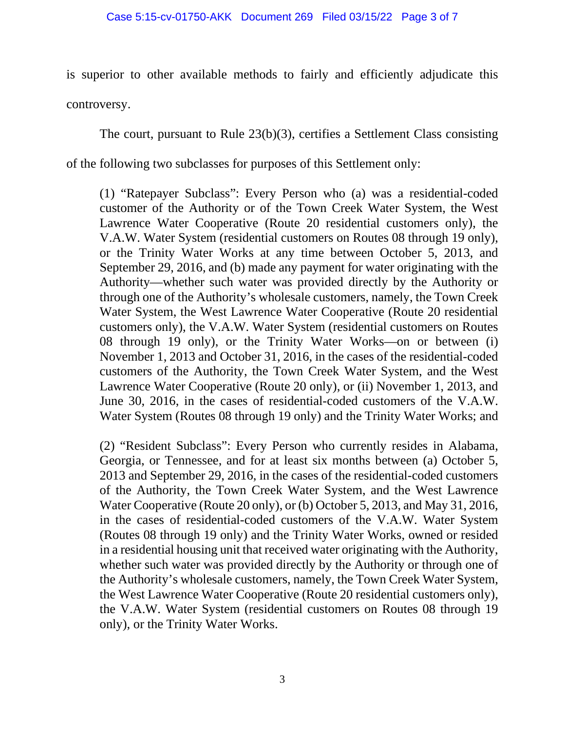is superior to other available methods to fairly and efficiently adjudicate this controversy.

The court, pursuant to Rule 23(b)(3), certifies a Settlement Class consisting of the following two subclasses for purposes of this Settlement only:

> (1) "Ratepayer Subclass": Every Person who (a) was a residential-coded customer of the Authority or of the Town Creek Water System, the West Lawrence Water Cooperative (Route 20 residential customers only), the V.A.W. Water System (residential customers on Routes 08 through 19 only), or the Trinity Water Works at any time between October 5, 2013, and September 29, 2016, and (b) made any payment for water originating with the Authority—whether such water was provided directly by the Authority or through one of the Authority's wholesale customers, namely, the Town Creek Water System, the West Lawrence Water Cooperative (Route 20 residential customers only), the V.A.W. Water System (residential customers on Routes 08 through 19 only), or the Trinity Water Works—on or between (i) November 1, 2013 and October 31, 2016, in the cases of the residential-coded customers of the Authority, the Town Creek Water System, and the West Lawrence Water Cooperative (Route 20 only), or (ii) November 1, 2013, and June 30, 2016, in the cases of residential-coded customers of the V.A.W. Water System (Routes 08 through 19 only) and the Trinity Water Works; and

> (2) "Resident Subclass": Every Person who currently resides in Alabama, Georgia, or Tennessee, and for at least six months between (a) October 5, 2013 and September 29, 2016, in the cases of the residential-coded customers of the Authority, the Town Creek Water System, and the West Lawrence Water Cooperative (Route 20 only), or (b) October 5, 2013, and May 31, 2016, in the cases of residential-coded customers of the V.A.W. Water System (Routes 08 through 19 only) and the Trinity Water Works, owned or resided in a residential housing unit that received water originating with the Authority, whether such water was provided directly by the Authority or through one of the Authority's wholesale customers, namely, the Town Creek Water System, the West Lawrence Water Cooperative (Route 20 residential customers only), the V.A.W. Water System (residential customers on Routes 08 through 19 only), or the Trinity Water Works.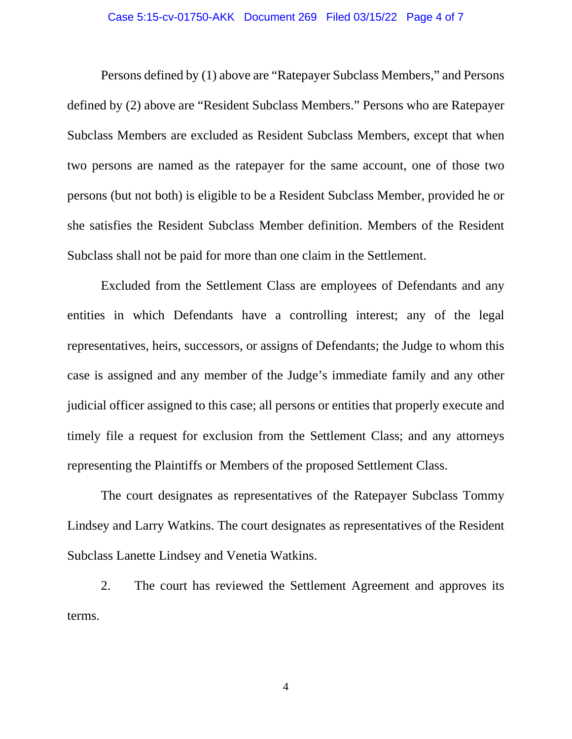Persons defined by (1) above are "Ratepayer Subclass Members," and Persons defined by (2) above are "Resident Subclass Members." Persons who are Ratepayer Subclass Members are excluded as Resident Subclass Members, except that when two persons are named as the ratepayer for the same account, one of those two persons (but not both) is eligible to be a Resident Subclass Member, provided he or she satisfies the Resident Subclass Member definition. Members of the Resident Subclass shall not be paid for more than one claim in the Settlement.

Excluded from the Settlement Class are employees of Defendants and any entities in which Defendants have a controlling interest; any of the legal representatives, heirs, successors, or assigns of Defendants; the Judge to whom this case is assigned and any member of the Judge's immediate family and any other judicial officer assigned to this case; all persons or entities that properly execute and timely file a request for exclusion from the Settlement Class; and any attorneys representing the Plaintiffs or Members of the proposed Settlement Class.

The court designates as representatives of the Ratepayer Subclass Tommy Lindsey and Larry Watkins. The court designates as representatives of the Resident Subclass Lanette Lindsey and Venetia Watkins.

2. The court has reviewed the Settlement Agreement and approves its terms.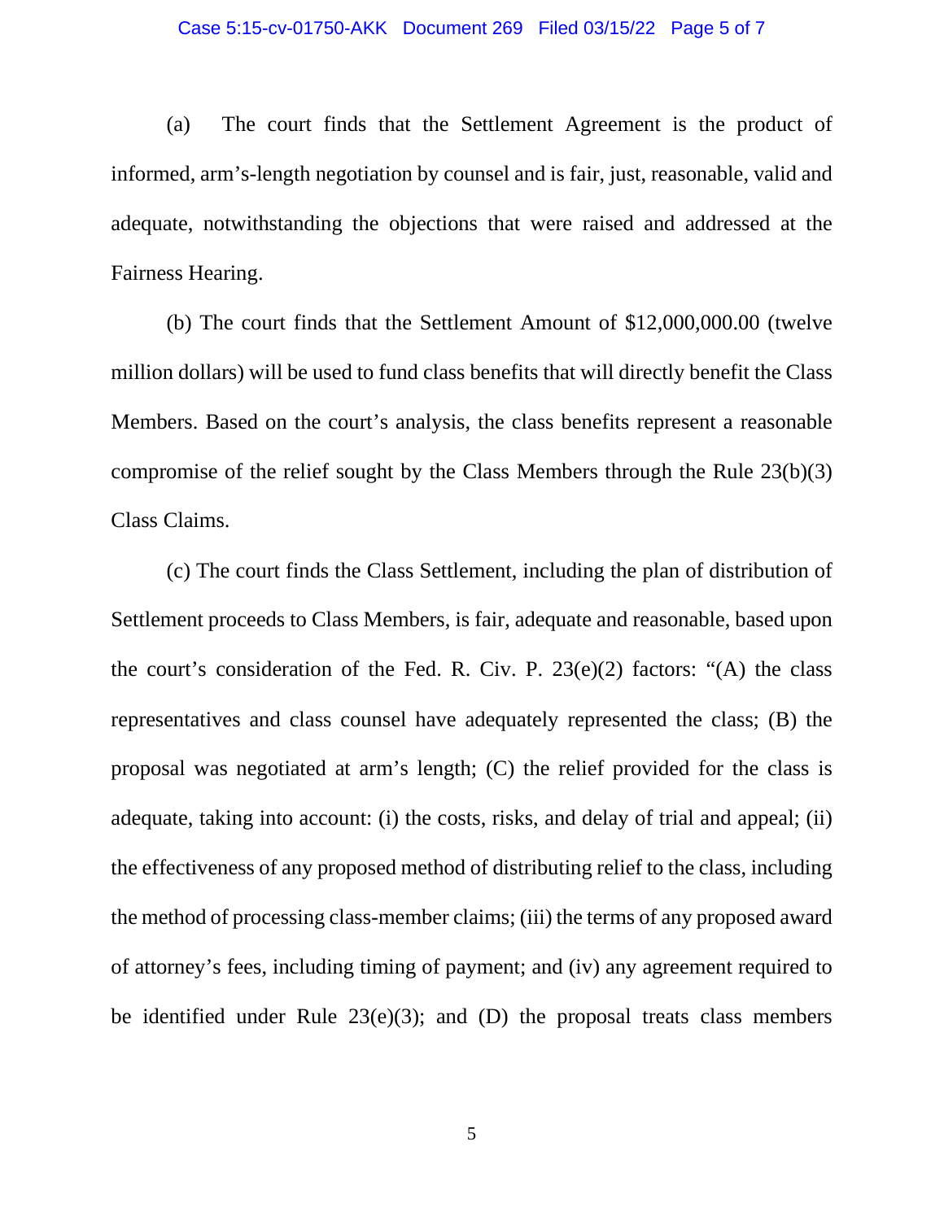(a) The court finds that the Settlement Agreement is the product of informed, arm's-length negotiation by counsel and is fair, just, reasonable, valid and adequate, notwithstanding the objections that were raised and addressed at the Fairness Hearing.

(b) The court finds that the Settlement Amount of $12,000,000.00 (twelve million dollars) will be used to fund class benefits that will directly benefit the Class Members. Based on the court's analysis, the class benefits represent a reasonable compromise of the relief sought by the Class Members through the Rule 23(b)(3) Class Claims.

(c) The court finds the Class Settlement, including the plan of distribution of Settlement proceeds to Class Members, is fair, adequate and reasonable, based upon the court's consideration of the Fed. R. Civ. P. 23(e)(2) factors: "(A) the class representatives and class counsel have adequately represented the class; (B) the proposal was negotiated at arm's length; (C) the relief provided for the class is adequate, taking into account: (i) the costs, risks, and delay of trial and appeal; (ii) the effectiveness of any proposed method of distributing relief to the class, including the method of processing class-member claims; (iii) the terms of any proposed award of attorney's fees, including timing of payment; and (iv) any agreement required to be identified under Rule 23(e)(3); and (D) the proposal treats class members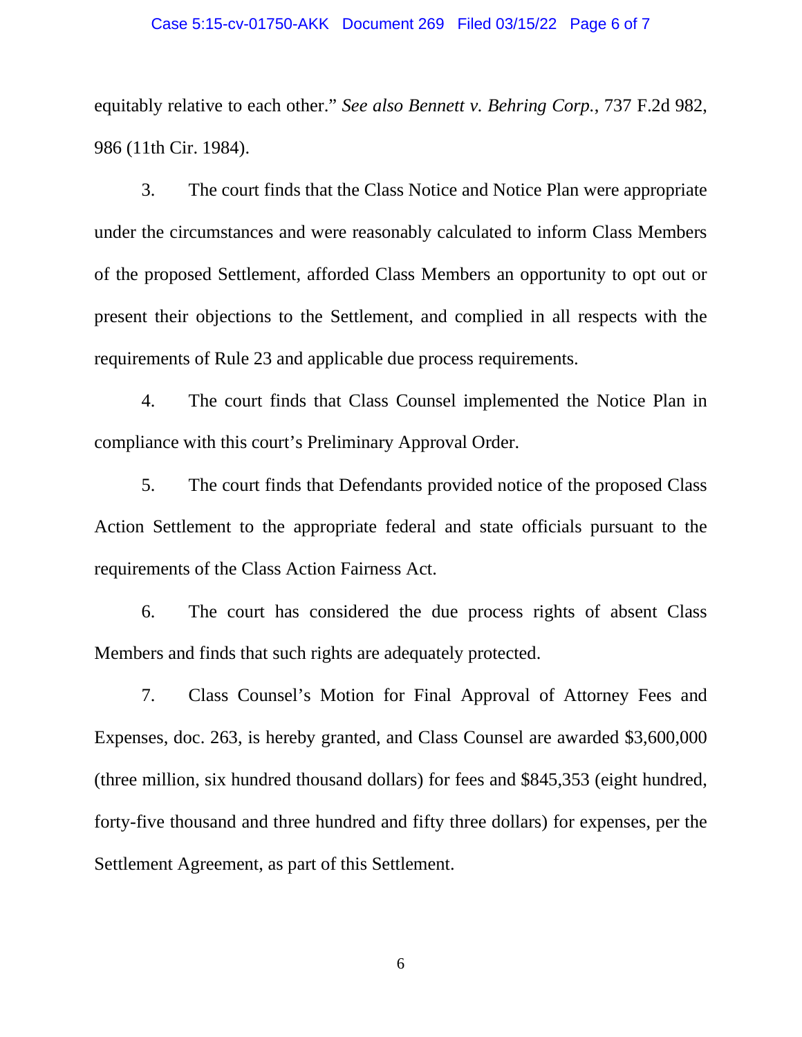equitably relative to each other." *See also Bennett v. Behring Corp.*, 737 F.2d 982, 986 (11th Cir. 1984).

3. The court finds that the Class Notice and Notice Plan were appropriate under the circumstances and were reasonably calculated to inform Class Members of the proposed Settlement, afforded Class Members an opportunity to opt out or present their objections to the Settlement, and complied in all respects with the requirements of Rule 23 and applicable due process requirements.

4. The court finds that Class Counsel implemented the Notice Plan in compliance with this court's Preliminary Approval Order.

5. The court finds that Defendants provided notice of the proposed Class Action Settlement to the appropriate federal and state officials pursuant to the requirements of the Class Action Fairness Act.

6. The court has considered the due process rights of absent Class Members and finds that such rights are adequately protected.

7. Class Counsel's Motion for Final Approval of Attorney Fees and Expenses, doc. 263, is hereby granted, and Class Counsel are awarded $3,600,000 (three million, six hundred thousand dollars) for fees and $845,353 (eight hundred, forty-five thousand and three hundred and fifty three dollars) for expenses, per the Settlement Agreement, as part of this Settlement.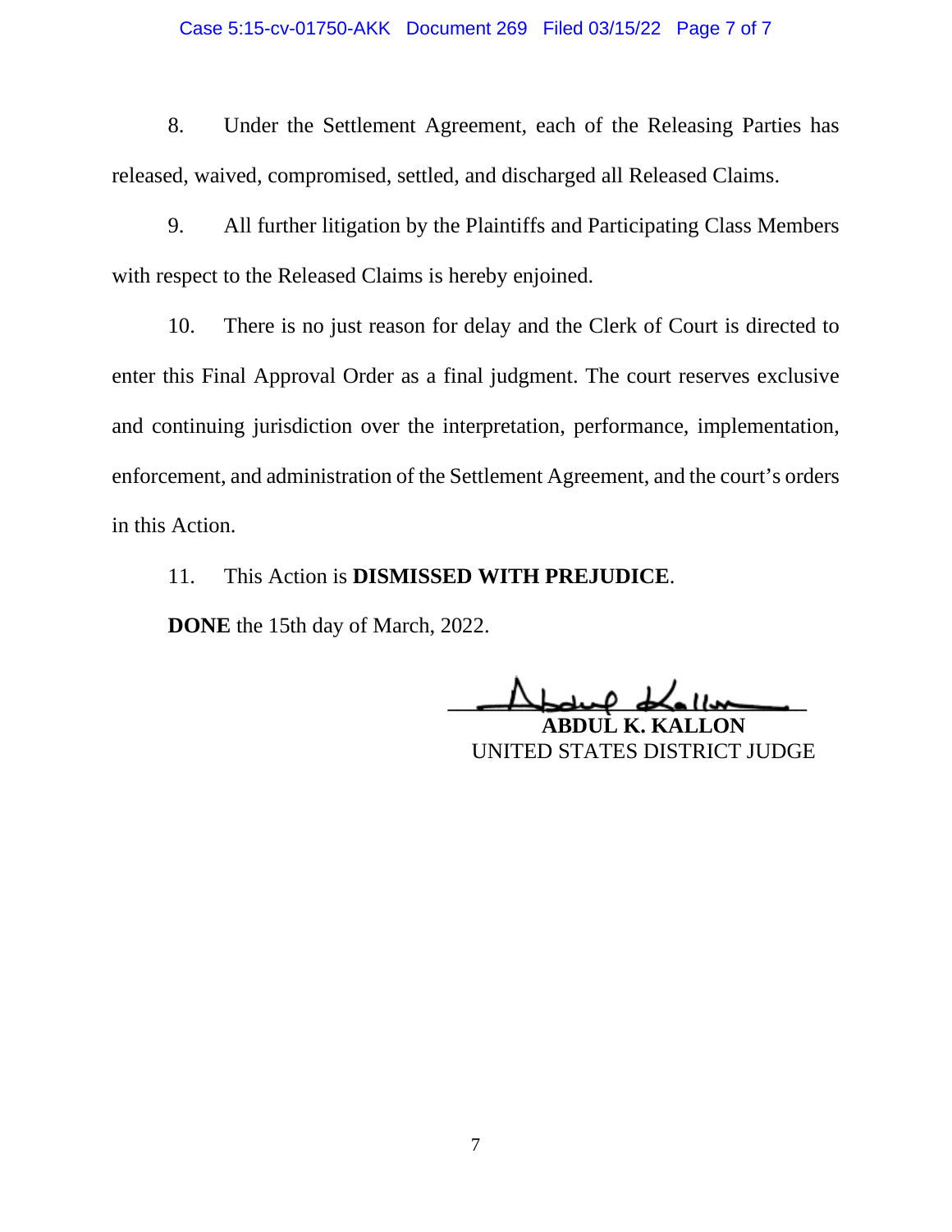8. Under the Settlement Agreement, each of the Releasing Parties has released, waived, compromised, settled, and discharged all Released Claims.

9. All further litigation by the Plaintiffs and Participating Class Members with respect to the Released Claims is hereby enjoined.

10. There is no just reason for delay and the Clerk of Court is directed to enter this Final Approval Order as a final judgment. The court reserves exclusive and continuing jurisdiction over the interpretation, performance, implementation, enforcement, and administration of the Settlement Agreement, and the court's orders in this Action.

11. This Action is **DISMISSED WITH PREJUDICE**.

**DONE** the 15th day of March, 2022.

**ABDUL K. KALLON**
UNITED STATES DISTRICT JUDGE